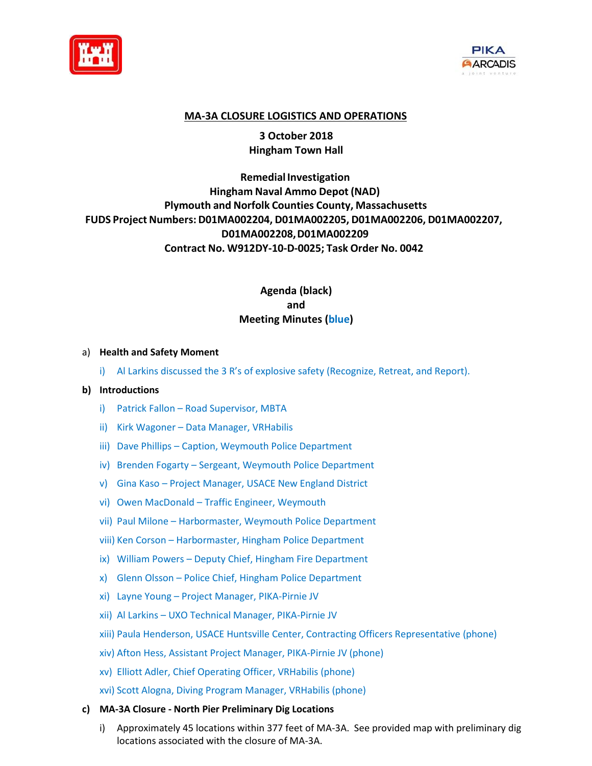**MA-3A CLOSURE LOGISTICS AND OPERATIONS**

**3 October 2018**
**Hingham Town Hall**

**Remedial Investigation**
**Hingham Naval Ammo Depot (NAD)**
**Plymouth and Norfolk Counties County, Massachusetts**
**FUDS Project Numbers: D01MA002204, D01MA002205, D01MA002206, D01MA002207, D01MA002208, D01MA002209**
**Contract No. W912DY-10-D-0025; Task Order No. 0042**

**Agenda (black)**
**and**
**Meeting Minutes (blue)**

a) **Health and Safety Moment**

   i) Al Larkins discussed the 3 R's of explosive safety (Recognize, Retreat, and Report).

b) **Introductions**

   i) Patrick Fallon – Road Supervisor, MBTA

   ii) Kirk Wagoner – Data Manager, VRHabilis

   iii) Dave Phillips – Caption, Weymouth Police Department

   iv) Brenden Fogarty – Sergeant, Weymouth Police Department

   v) Gina Kaso – Project Manager, USACE New England District

   vi) Owen MacDonald – Traffic Engineer, Weymouth

   vii) Paul Milone – Harbormaster, Weymouth Police Department

   viii) Ken Corson – Harbormaster, Hingham Police Department

   ix) William Powers – Deputy Chief, Hingham Fire Department

   x) Glenn Olsson – Police Chief, Hingham Police Department

   xi) Layne Young – Project Manager, PIKA-Pirnie JV

   xii) Al Larkins – UXO Technical Manager, PIKA-Pirnie JV

   xiii) Paula Henderson, USACE Huntsville Center, Contracting Officers Representative (phone)

   xiv) Afton Hess, Assistant Project Manager, PIKA-Pirnie JV (phone)

   xv) Elliott Adler, Chief Operating Officer, VRHabilis (phone)

   xvi) Scott Alogna, Diving Program Manager, VRHabilis (phone)

c) **MA-3A Closure - North Pier Preliminary Dig Locations**

   i) Approximately 45 locations within 377 feet of MA-3A. See provided map with preliminary dig locations associated with the closure of MA-3A.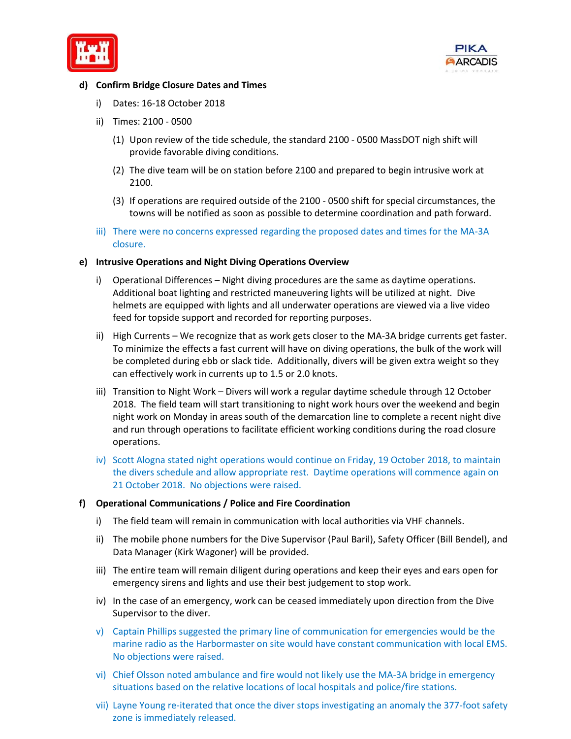**d) Confirm Bridge Closure Dates and Times**

i) Dates: 16-18 October 2018

ii) Times: 2100 - 0500

(1) Upon review of the tide schedule, the standard 2100 - 0500 MassDOT nigh shift will provide favorable diving conditions.

(2) The dive team will be on station before 2100 and prepared to begin intrusive work at 2100.

(3) If operations are required outside of the 2100 - 0500 shift for special circumstances, the towns will be notified as soon as possible to determine coordination and path forward.

iii) There were no concerns expressed regarding the proposed dates and times for the MA-3A closure.

**e) Intrusive Operations and Night Diving Operations Overview**

i) Operational Differences – Night diving procedures are the same as daytime operations. Additional boat lighting and restricted maneuvering lights will be utilized at night. Dive helmets are equipped with lights and all underwater operations are viewed via a live video feed for topside support and recorded for reporting purposes.

ii) High Currents – We recognize that as work gets closer to the MA-3A bridge currents get faster. To minimize the effects a fast current will have on diving operations, the bulk of the work will be completed during ebb or slack tide. Additionally, divers will be given extra weight so they can effectively work in currents up to 1.5 or 2.0 knots.

iii) Transition to Night Work – Divers will work a regular daytime schedule through 12 October 2018. The field team will start transitioning to night work hours over the weekend and begin night work on Monday in areas south of the demarcation line to complete a recent night dive and run through operations to facilitate efficient working conditions during the road closure operations.

iv) Scott Alogna stated night operations would continue on Friday, 19 October 2018, to maintain the divers schedule and allow appropriate rest. Daytime operations will commence again on 21 October 2018. No objections were raised.

**f) Operational Communications / Police and Fire Coordination**

i) The field team will remain in communication with local authorities via VHF channels.

ii) The mobile phone numbers for the Dive Supervisor (Paul Baril), Safety Officer (Bill Bendel), and Data Manager (Kirk Wagoner) will be provided.

iii) The entire team will remain diligent during operations and keep their eyes and ears open for emergency sirens and lights and use their best judgement to stop work.

iv) In the case of an emergency, work can be ceased immediately upon direction from the Dive Supervisor to the diver.

v) Captain Phillips suggested the primary line of communication for emergencies would be the marine radio as the Harbormaster on site would have constant communication with local EMS. No objections were raised.

vi) Chief Olsson noted ambulance and fire would not likely use the MA-3A bridge in emergency situations based on the relative locations of local hospitals and police/fire stations.

vii) Layne Young re-iterated that once the diver stops investigating an anomaly the 377-foot safety zone is immediately released.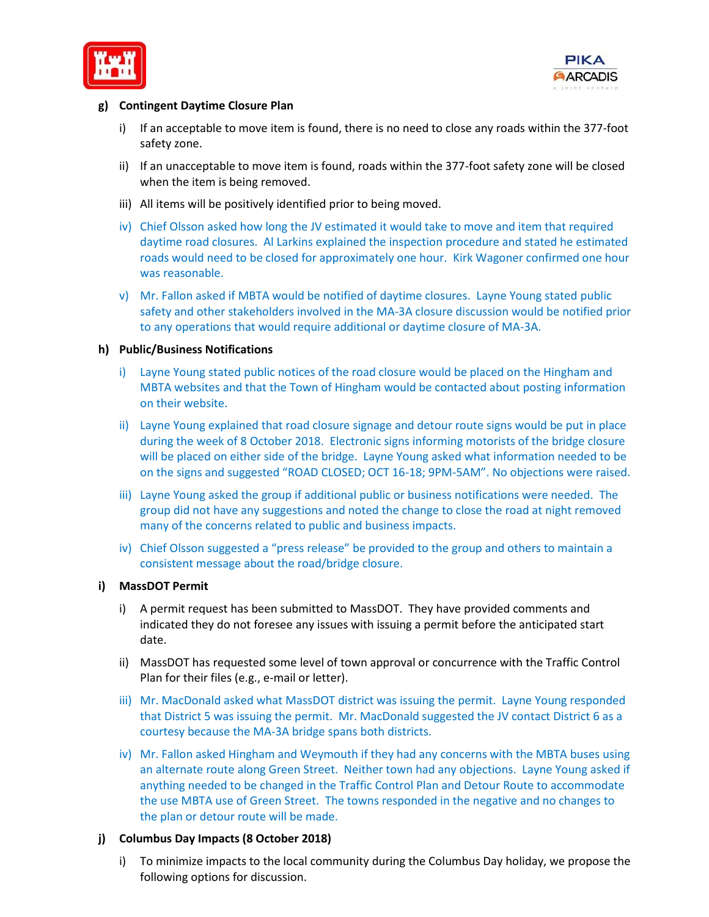**g) Contingent Daytime Closure Plan**

i) If an acceptable to move item is found, there is no need to close any roads within the 377-foot safety zone.

ii) If an unacceptable to move item is found, roads within the 377-foot safety zone will be closed when the item is being removed.

iii) All items will be positively identified prior to being moved.

iv) Chief Olsson asked how long the JV estimated it would take to move and item that required daytime road closures. Al Larkins explained the inspection procedure and stated he estimated roads would need to be closed for approximately one hour. Kirk Wagoner confirmed one hour was reasonable.

v) Mr. Fallon asked if MBTA would be notified of daytime closures. Layne Young stated public safety and other stakeholders involved in the MA-3A closure discussion would be notified prior to any operations that would require additional or daytime closure of MA-3A.

**h) Public/Business Notifications**

i) Layne Young stated public notices of the road closure would be placed on the Hingham and MBTA websites and that the Town of Hingham would be contacted about posting information on their website.

ii) Layne Young explained that road closure signage and detour route signs would be put in place during the week of 8 October 2018. Electronic signs informing motorists of the bridge closure will be placed on either side of the bridge. Layne Young asked what information needed to be on the signs and suggested "ROAD CLOSED; OCT 16-18; 9PM-5AM". No objections were raised.

iii) Layne Young asked the group if additional public or business notifications were needed. The group did not have any suggestions and noted the change to close the road at night removed many of the concerns related to public and business impacts.

iv) Chief Olsson suggested a "press release" be provided to the group and others to maintain a consistent message about the road/bridge closure.

**i) MassDOT Permit**

i) A permit request has been submitted to MassDOT. They have provided comments and indicated they do not foresee any issues with issuing a permit before the anticipated start date.

ii) MassDOT has requested some level of town approval or concurrence with the Traffic Control Plan for their files (e.g., e-mail or letter).

iii) Mr. MacDonald asked what MassDOT district was issuing the permit. Layne Young responded that District 5 was issuing the permit. Mr. MacDonald suggested the JV contact District 6 as a courtesy because the MA-3A bridge spans both districts.

iv) Mr. Fallon asked Hingham and Weymouth if they had any concerns with the MBTA buses using an alternate route along Green Street. Neither town had any objections. Layne Young asked if anything needed to be changed in the Traffic Control Plan and Detour Route to accommodate the use MBTA use of Green Street. The towns responded in the negative and no changes to the plan or detour route will be made.

**j) Columbus Day Impacts (8 October 2018)**

i) To minimize impacts to the local community during the Columbus Day holiday, we propose the following options for discussion.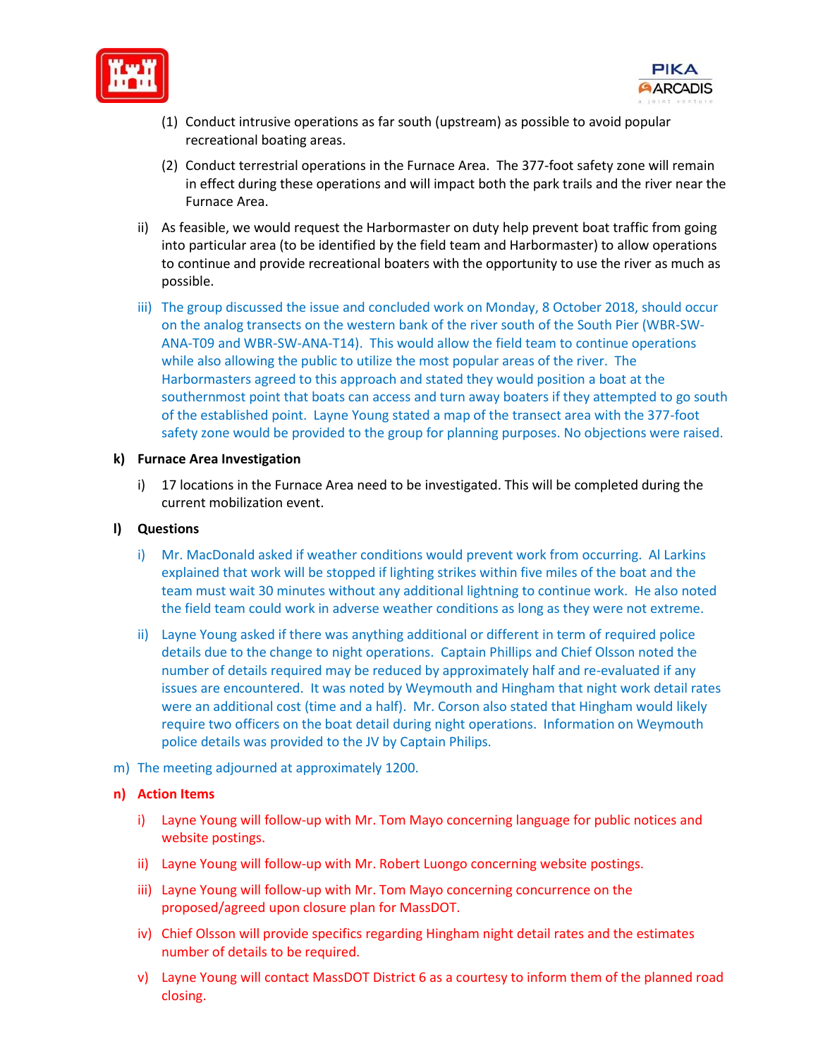(1) Conduct intrusive operations as far south (upstream) as possible to avoid popular recreational boating areas.

(2) Conduct terrestrial operations in the Furnace Area. The 377-foot safety zone will remain in effect during these operations and will impact both the park trails and the river near the Furnace Area.

ii) As feasible, we would request the Harbormaster on duty help prevent boat traffic from going into particular area (to be identified by the field team and Harbormaster) to allow operations to continue and provide recreational boaters with the opportunity to use the river as much as possible.

iii) The group discussed the issue and concluded work on Monday, 8 October 2018, should occur on the analog transects on the western bank of the river south of the South Pier (WBR-SW-ANA-T09 and WBR-SW-ANA-T14). This would allow the field team to continue operations while also allowing the public to utilize the most popular areas of the river. The Harbormasters agreed to this approach and stated they would position a boat at the southernmost point that boats can access and turn away boaters if they attempted to go south of the established point. Layne Young stated a map of the transect area with the 377-foot safety zone would be provided to the group for planning purposes. No objections were raised.

**k) Furnace Area Investigation**

i) 17 locations in the Furnace Area need to be investigated. This will be completed during the current mobilization event.

**l) Questions**

i) Mr. MacDonald asked if weather conditions would prevent work from occurring. Al Larkins explained that work will be stopped if lighting strikes within five miles of the boat and the team must wait 30 minutes without any additional lightning to continue work. He also noted the field team could work in adverse weather conditions as long as they were not extreme.

ii) Layne Young asked if there was anything additional or different in term of required police details due to the change to night operations. Captain Phillips and Chief Olsson noted the number of details required may be reduced by approximately half and re-evaluated if any issues are encountered. It was noted by Weymouth and Hingham that night work detail rates were an additional cost (time and a half). Mr. Corson also stated that Hingham would likely require two officers on the boat detail during night operations. Information on Weymouth police details was provided to the JV by Captain Philips.

m) The meeting adjourned at approximately 1200.

**n) Action Items**

i) Layne Young will follow-up with Mr. Tom Mayo concerning language for public notices and website postings.

ii) Layne Young will follow-up with Mr. Robert Luongo concerning website postings.

iii) Layne Young will follow-up with Mr. Tom Mayo concerning concurrence on the proposed/agreed upon closure plan for MassDOT.

iv) Chief Olsson will provide specifics regarding Hingham night detail rates and the estimates number of details to be required.

v) Layne Young will contact MassDOT District 6 as a courtesy to inform them of the planned road closing.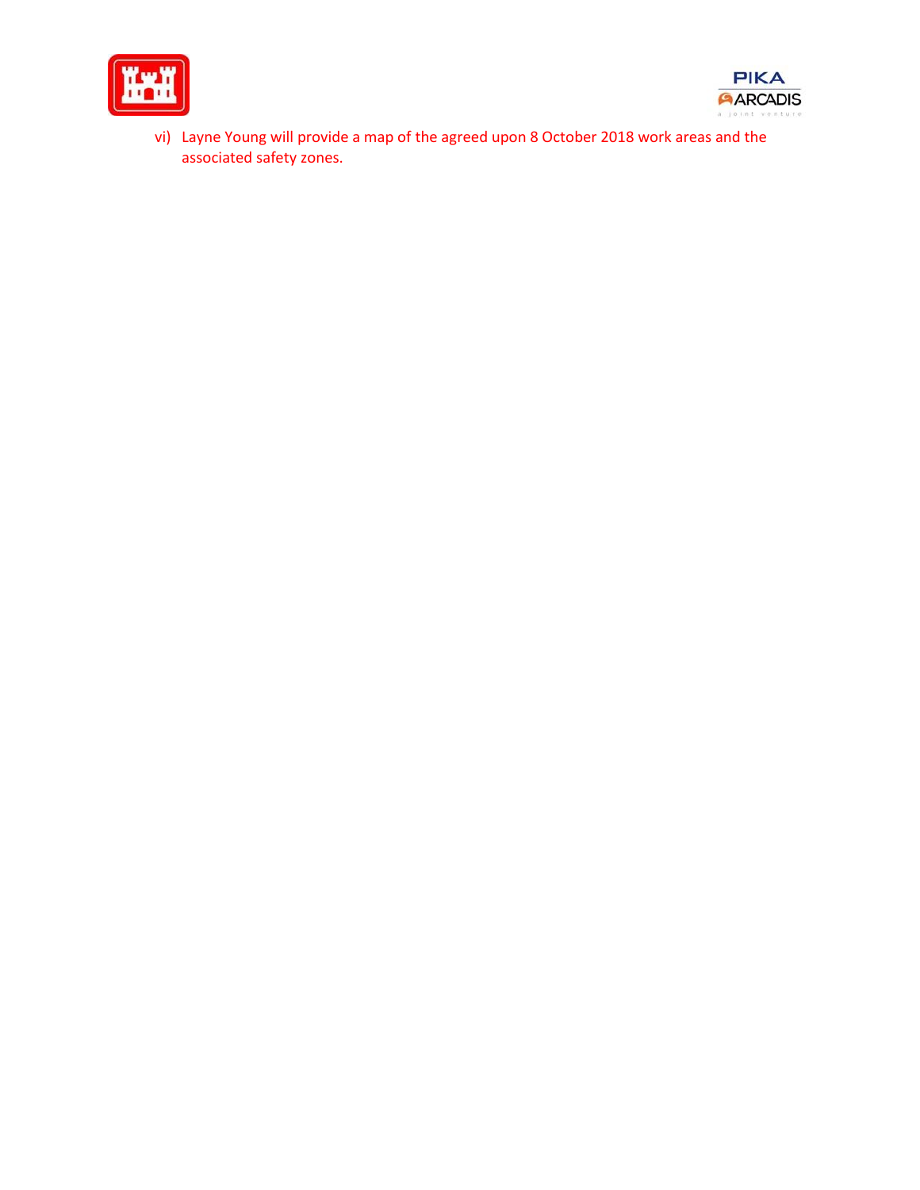vi) Layne Young will provide a map of the agreed upon 8 October 2018 work areas and the associated safety zones.